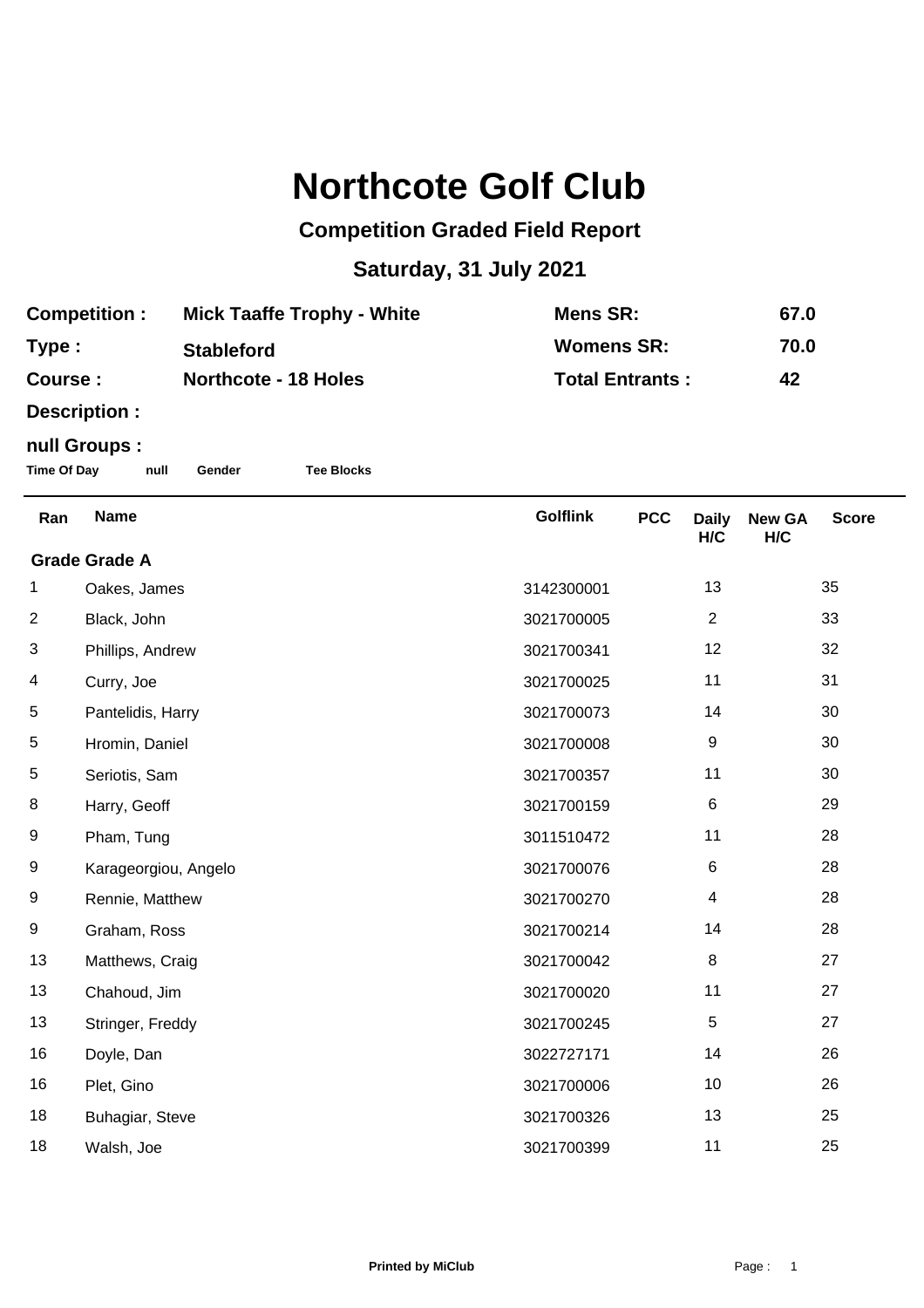# Northcote Golf Club

## Competition Graded Field Report

## Saturday, 31 July 2021

| | | | |
|---|---|---|---|
| **Competition :** | **Mick Taaffe Trophy - White** | **Mens SR:** | **67.0** |
| **Type :** | **Stableford** | **Womens SR:** | **70.0** |
| **Course :** | **Northcote - 18 Holes** | **Total Entrants :** | **42** |
| **Description :** | | | |

**null Groups :**

**Time Of Day** **null** **Gender** **Tee Blocks**

| Ran | Name | Golflink | PCC | Daily H/C | New GA H/C | Score |
|---|---|---|---|---|---|---|
| **Grade Grade A** | | | | | | |
| 1 | Oakes, James | 3142300001 | | 13 | | 35 |
| 2 | Black, John | 3021700005 | | 2 | | 33 |
| 3 | Phillips, Andrew | 3021700341 | | 12 | | 32 |
| 4 | Curry, Joe | 3021700025 | | 11 | | 31 |
| 5 | Pantelidis, Harry | 3021700073 | | 14 | | 30 |
| 5 | Hromin, Daniel | 3021700008 | | 9 | | 30 |
| 5 | Seriotis, Sam | 3021700357 | | 11 | | 30 |
| 8 | Harry, Geoff | 3021700159 | | 6 | | 29 |
| 9 | Pham, Tung | 3011510472 | | 11 | | 28 |
| 9 | Karageorgiou, Angelo | 3021700076 | | 6 | | 28 |
| 9 | Rennie, Matthew | 3021700270 | | 4 | | 28 |
| 9 | Graham, Ross | 3021700214 | | 14 | | 28 |
| 13 | Matthews, Craig | 3021700042 | | 8 | | 27 |
| 13 | Chahoud, Jim | 3021700020 | | 11 | | 27 |
| 13 | Stringer, Freddy | 3021700245 | | 5 | | 27 |
| 16 | Doyle, Dan | 3022727171 | | 14 | | 26 |
| 16 | Plet, Gino | 3021700006 | | 10 | | 26 |
| 18 | Buhagiar, Steve | 3021700326 | | 13 | | 25 |
| 18 | Walsh, Joe | 3021700399 | | 11 | | 25 |

**Printed by MiClub**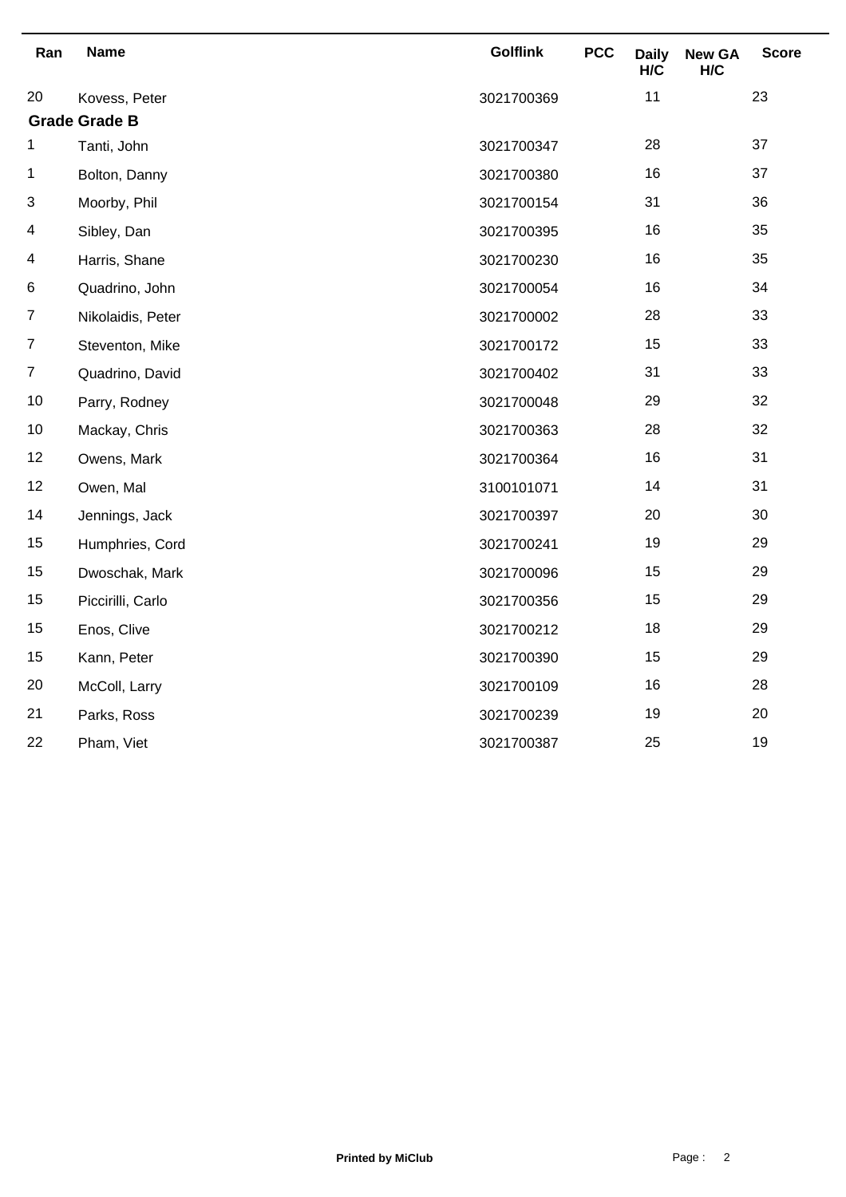| Ran | Name | Golflink | PCC | Daily H/C | New GA H/C | Score |
|---|---|---|---|---|---|---|
| 20 | Kovess, Peter | 3021700369 | | 11 | | 23 |
| **Grade Grade B** | | | | | | |
| 1 | Tanti, John | 3021700347 | | 28 | | 37 |
| 1 | Bolton, Danny | 3021700380 | | 16 | | 37 |
| 3 | Moorby, Phil | 3021700154 | | 31 | | 36 |
| 4 | Sibley, Dan | 3021700395 | | 16 | | 35 |
| 4 | Harris, Shane | 3021700230 | | 16 | | 35 |
| 6 | Quadrino, John | 3021700054 | | 16 | | 34 |
| 7 | Nikolaidis, Peter | 3021700002 | | 28 | | 33 |
| 7 | Steventon, Mike | 3021700172 | | 15 | | 33 |
| 7 | Quadrino, David | 3021700402 | | 31 | | 33 |
| 10 | Parry, Rodney | 3021700048 | | 29 | | 32 |
| 10 | Mackay, Chris | 3021700363 | | 28 | | 32 |
| 12 | Owens, Mark | 3021700364 | | 16 | | 31 |
| 12 | Owen, Mal | 3100101071 | | 14 | | 31 |
| 14 | Jennings, Jack | 3021700397 | | 20 | | 30 |
| 15 | Humphries, Cord | 3021700241 | | 19 | | 29 |
| 15 | Dwoschak, Mark | 3021700096 | | 15 | | 29 |
| 15 | Piccirilli, Carlo | 3021700356 | | 15 | | 29 |
| 15 | Enos, Clive | 3021700212 | | 18 | | 29 |
| 15 | Kann, Peter | 3021700390 | | 15 | | 29 |
| 20 | McColl, Larry | 3021700109 | | 16 | | 28 |
| 21 | Parks, Ross | 3021700239 | | 19 | | 20 |
| 22 | Pham, Viet | 3021700387 | | 25 | | 19 |

**Printed by MiClub**